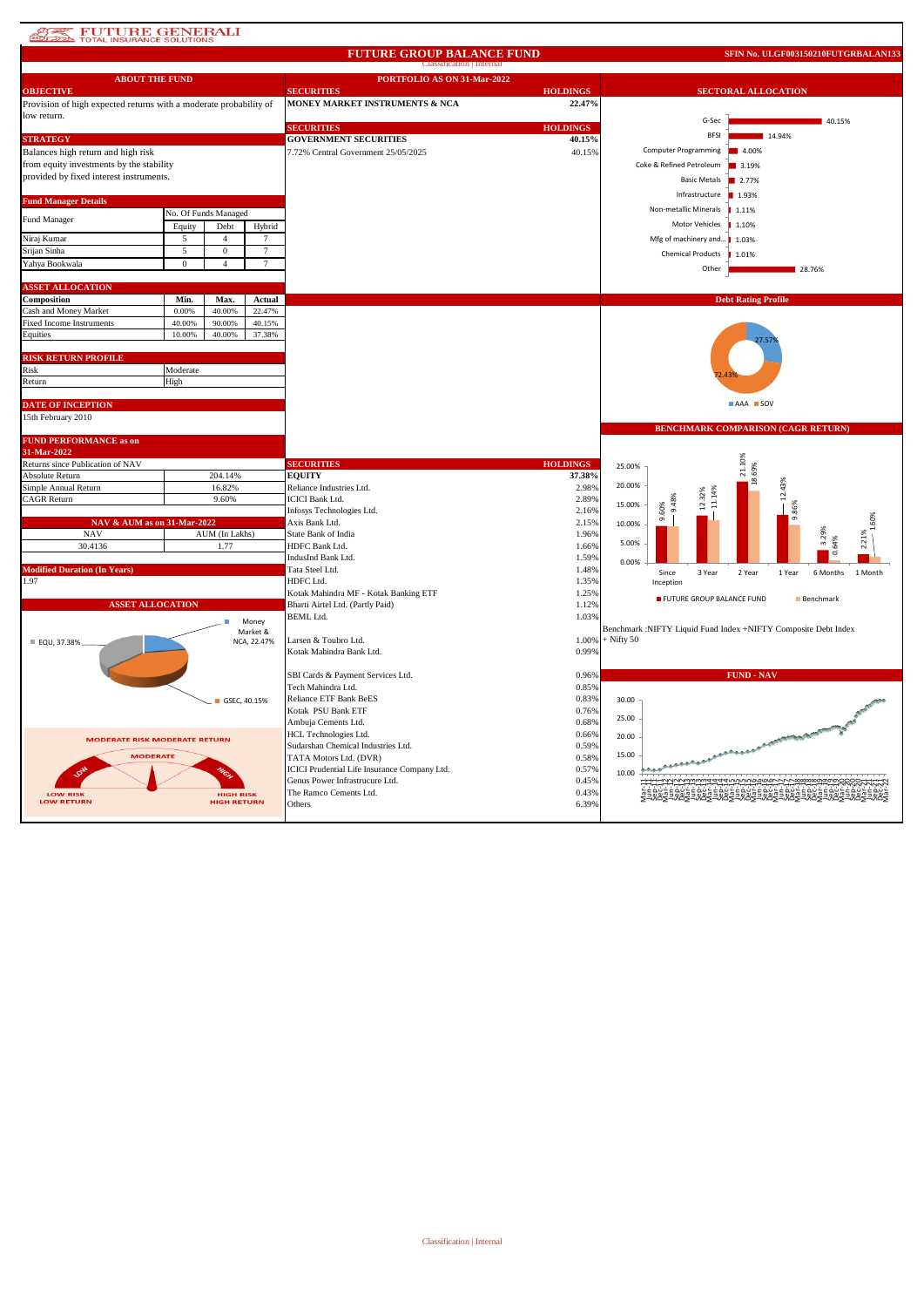FUTURE GENERALI TOTAL INSURANCE SOLUTIONS

# FUTURE GROUP BALANCE FUND

SFIN No. ULGF003150210FUTGRBALAN133

## ABOUT THE FUND

### OBJECTIVE

Provision of high expected returns with a moderate probability of low return.

### STRATEGY

Balances high return and high risk from equity investments by the stability provided by fixed interest instruments.

### Fund Manager Details

| Fund Manager | No. Of Funds Managed | | |
|---|---|---|---|
| | Equity | Debt | Hybrid |
| Niraj Kumar | 5 | 4 | 7 |
| Srijan Sinha | 5 | 0 | 7 |
| Yahya Bookwala | 0 | 4 | 7 |

### ASSET ALLOCATION

| Composition | Min. | Max. | Actual |
|---|---|---|---|
| Cash and Money Market | 0.00% | 40.00% | 22.47% |
| Fixed Income Instruments | 40.00% | 90.00% | 40.15% |
| Equities | 10.00% | 40.00% | 37.38% |

### RISK RETURN PROFILE

| | |
|---|---|
| Risk | Moderate |
| Return | High |

### DATE OF INCEPTION

15th February 2010

### FUND PERFORMANCE as on 31-Mar-2022

| Returns since Publication of NAV | |
|---|---|
| Absolute Return | 204.14% |
| Simple Annual Return | 16.82% |
| CAGR Return | 9.60% |

### NAV & AUM as on 31-Mar-2022

| NAV | AUM (In Lakhs) |
|---|---|
| 30.4136 | 1.77 |

### Modified Duration (In Years)

1.97

### ASSET ALLOCATION

EQU, 37.38%; Money Market & NCA, 22.47%; GSEC, 40.15%

MODERATE RISK MODERATE RETURN

## PORTFOLIO AS ON 31-Mar-2022

| SECURITIES | HOLDINGS |
|---|---|
| **MONEY MARKET INSTRUMENTS & NCA** | **22.47%** |

| SECURITIES | HOLDINGS |
|---|---|
| **GOVERNMENT SECURITIES** | **40.15%** |
| 7.72% Central Government 25/05/2025 | 40.15% |

| SECURITIES | HOLDINGS |
|---|---|
| **EQUITY** | **37.38%** |
| Reliance Industries Ltd. | 2.98% |
| ICICI Bank Ltd. | 2.89% |
| Infosys Technologies Ltd. | 2.16% |
| Axis Bank Ltd. | 2.15% |
| State Bank of India | 1.96% |
| HDFC Bank Ltd. | 1.66% |
| IndusInd Bank Ltd. | 1.59% |
| Tata Steel Ltd. | 1.48% |
| HDFC Ltd. | 1.35% |
| Kotak Mahindra MF - Kotak Banking ETF | 1.25% |
| Bharti Airtel Ltd. (Partly Paid) | 1.12% |
| BEML Ltd. | 1.03% |
| Larsen & Toubro Ltd. | 1.00% |
| Kotak Mahindra Bank Ltd. | 0.99% |
| SBI Cards & Payment Services Ltd. | 0.96% |
| Tech Mahindra Ltd. | 0.85% |
| Reliance ETF Bank BeES | 0.83% |
| Kotak PSU Bank ETF | 0.76% |
| Ambuja Cements Ltd. | 0.68% |
| HCL Technologies Ltd. | 0.66% |
| Sudarshan Chemical Industries Ltd. | 0.59% |
| TATA Motors Ltd. (DVR) | 0.58% |
| ICICI Prudential Life Insurance Company Ltd. | 0.57% |
| Genus Power Infrastrucure Ltd. | 0.45% |
| The Ramco Cements Ltd. | 0.43% |
| Others | 6.39% |

## SECTORAL ALLOCATION

| Sector | Allocation |
|---|---|
| G-Sec | 40.15% |
| BFSI | 14.94% |
| Computer Programming | 4.00% |
| Coke & Refined Petroleum | 3.19% |
| Basic Metals | 2.77% |
| Infrastructure | 1.93% |
| Non-metallic Minerals | 1.11% |
| Motor Vehicles | 1.10% |
| Mfg of machinery and... | 1.03% |
| Chemical Products | 1.01% |
| Other | 28.76% |

## Debt Rating Profile

| Rating | Share |
|---|---|
| AAA | 27.57% |
| SOV | 72.43% |

## BENCHMARK COMPARISON (CAGR RETURN)

| Period | FUTURE GROUP BALANCE FUND | Benchmark |
|---|---|---|
| Since Inception | 9.60% | 9.48% |
| 3 Year | 12.32% | 11.14% |
| 2 Year | 21.10% | 18.69% |
| 1 Year | 12.43% | 9.86% |
| 6 Months | 3.29% | 0.64% |
| 1 Month | 2.21% | 1.60% |

Benchmark :NIFTY Liquid Fund Index +NIFTY Composite Debt Index + Nifty 50

## FUND - NAV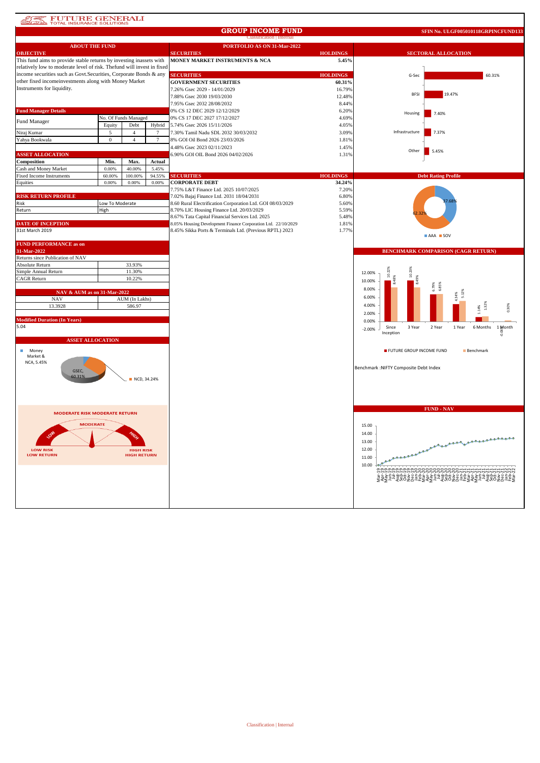FUTURE GENERALI TOTAL INSURANCE SOLUTIONS

# GROUP INCOME FUND

**SFIN No. ULGF005010118GRPINCFUND133**

## ABOUT THE FUND

### OBJECTIVE

This fund aims to provide stable returns by investing inassets with relatively low to moderate level of risk. Thefund will invest in fixed income securities such as Govt.Securities, Corporate Bonds & any other fixed incomeinvestments along with Money Market Instruments for liquidity.

### Fund Manager Details

| Fund Manager | No. Of Funds Managed | | |
|---|---|---|---|
| | Equity | Debt | Hybrid |
| Niraj Kumar | 5 | 4 | 7 |
| Yahya Bookwala | 0 | 4 | 7 |

### ASSET ALLOCATION

| Composition | Min. | Max. | Actual |
|---|---|---|---|
| Cash and Money Market | 0.00% | 40.00% | 5.45% |
| Fixed Income Instruments | 60.00% | 100.00% | 94.55% |
| Equities | 0.00% | 0.00% | 0.00% |

### RISK RETURN PROFILE

| | |
|---|---|
| Risk | Low To Moderate |
| Return | High |

### DATE OF INCEPTION

31st March 2019

### FUND PERFORMANCE as on 31-Mar-2022

| Returns since Publication of NAV | |
|---|---|
| Absolute Return | 33.93% |
| Simple Annual Return | 11.30% |
| CAGR Return | 10.22% |

### NAV & AUM as on 31-Mar-2022

| NAV | AUM (In Lakhs) |
|---|---|
| 13.3928 | 586.97 |

### Modified Duration (In Years)

5.04

### ASSET ALLOCATION

Money Market & NCA, 5.45%; GSEC, 60.31%; NCD, 34.24%

MODERATE RISK MODERATE RETURN

## PORTFOLIO AS ON 31-Mar-2022

| SECURITIES | HOLDINGS |
|---|---|
| **MONEY MARKET INSTRUMENTS & NCA** | **5.45%** |

| SECURITIES | HOLDINGS |
|---|---|
| **GOVERNMENT SECURITIES** | **60.31%** |
| 7.26% Gsec 2029 - 14/01/2029 | 16.79% |
| 7.88% Gsec 2030 19/03/2030 | 12.48% |
| 7.95% Gsec 2032 28/08/2032 | 8.44% |
| 0% CS 12 DEC 2029 12/12/2029 | 6.20% |
| 0% CS 17 DEC 2027 17/12/2027 | 4.69% |
| 5.74% Gsec 2026 15/11/2026 | 4.05% |
| 7.30% Tamil Nadu SDL 2032 30/03/2032 | 3.09% |
| 8% GOI Oil Bond 2026 23/03/2026 | 1.81% |
| 4.48% Gsec 2023 02/11/2023 | 1.45% |
| 6.90% GOI OIL Bond 2026 04/02/2026 | 1.31% |

| SECURITIES | HOLDINGS |
|---|---|
| **CORPORATE DEBT** | **34.24%** |
| 7.75% L&T Finance Ltd. 2025 10/07/2025 | 7.20% |
| 7.02% Bajaj Finance Ltd. 2031 18/04/2031 | 6.80% |
| 8.60 Rural Electrification Corporation Ltd. GOI 08/03/2029 | 5.60% |
| 8.70% LIC Housing Finance Ltd. 20/03/2029 | 5.59% |
| 8.67% Tata Capital Financial Services Ltd. 2025 | 5.48% |
| 8.05% Housing Development Finance Corporation Ltd. 22/10/2029 | 1.81% |
| 8.45% Sikka Ports & Terminals Ltd. (Previous RPTL) 2023 | 1.77% |

## SECTORAL ALLOCATION

| Sector | Allocation |
|---|---|
| G-Sec | 60.31% |
| BFSI | 19.47% |
| Housing | 7.40% |
| Infrastructure | 7.37% |
| Other | 5.45% |

## Debt Rating Profile

AAA 37.68%; SOV 62.32%

## BENCHMARK COMPARISON (CAGR RETURN)

| | Since Inception | 3 Year | 2 Year | 1 Year | 6 Months | 1 Month |
|---|---|---|---|---|---|---|
| FUTURE GROUP INCOME FUND | 10.22% | 10.23% | 6.79% | 4.34% | 1.14% | -0.06% |
| Benchmark | 8.48% | 8.49% | 6.85% | 5.12% | 1.32% | 0.30% |

Benchmark :NIFTY Composite Debt Index

## FUND - NAV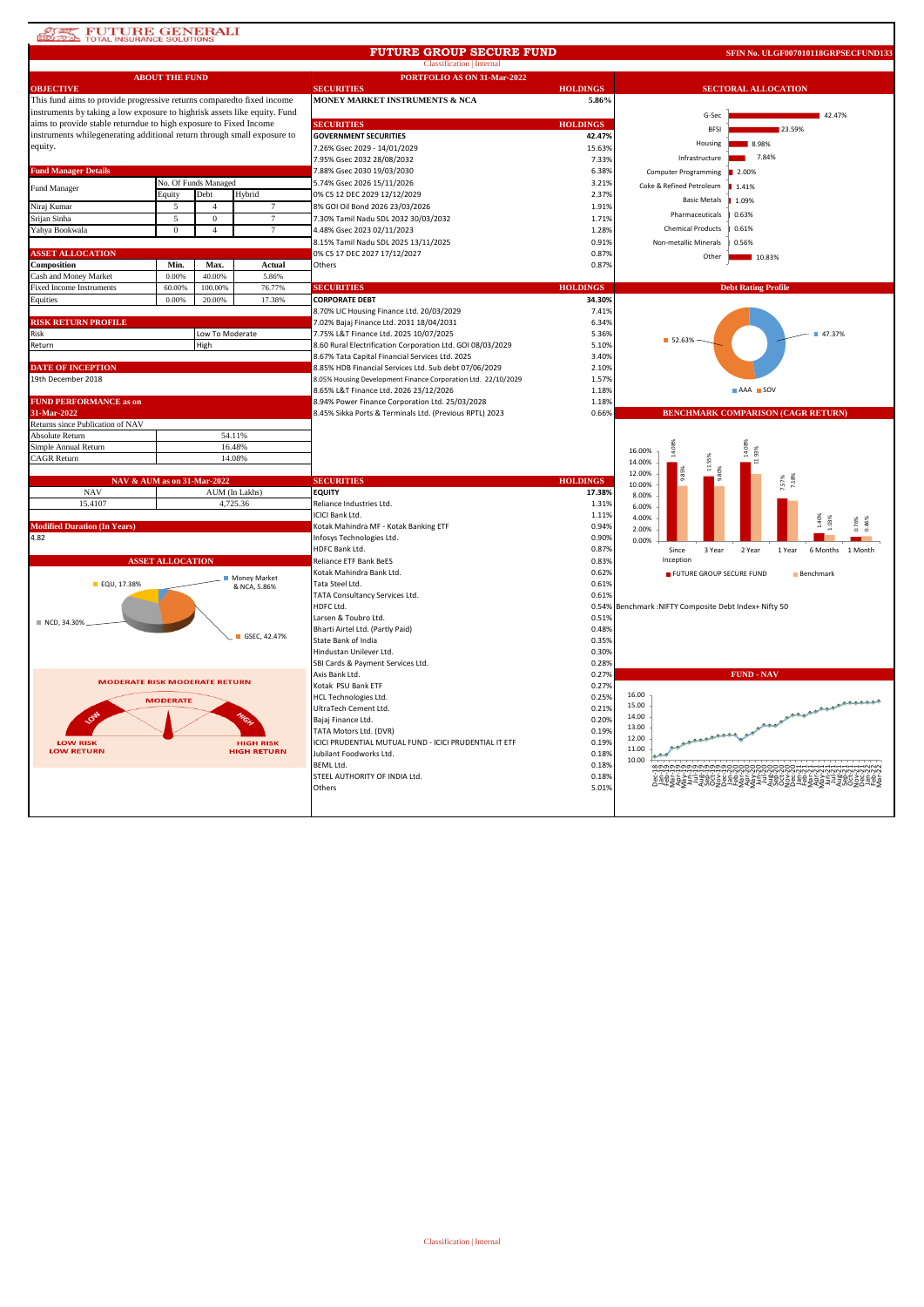# FUTURE GROUP SECURE FUND

SFIN No. ULGF007010118GRPSECFUND133

Classification | Internal

## ABOUT THE FUND

### OBJECTIVE

This fund aims to provide progressive returns comparedto fixed income instruments by taking a low exposure to highrisk assets like equity. Fund aims to provide stable returndue to high exposure to Fixed Income instruments whilegenerating additional return through small exposure to equity.

### Fund Manager Details

| Fund Manager | No. Of Funds Managed | | |
|---|---|---|---|
| | Equity | Debt | Hybrid |
| Niraj Kumar | 5 | 4 | 7 |
| Srijan Sinha | 5 | 0 | 7 |
| Yahya Bookwala | 0 | 4 | 7 |

### ASSET ALLOCATION

| Composition | Min. | Max. | Actual |
|---|---|---|---|
| Cash and Money Market | 0.00% | 40.00% | 5.86% |
| Fixed Income Instruments | 60.00% | 100.00% | 76.77% |
| Equities | 0.00% | 20.00% | 17.38% |

### RISK RETURN PROFILE

| | |
|---|---|
| Risk | Low To Moderate |
| Return | High |

### DATE OF INCEPTION

19th December 2018

### FUND PERFORMANCE as on 31-Mar-2022

Returns since Publication of NAV

| | |
|---|---|
| Absolute Return | 54.11% |
| Simple Annual Return | 16.48% |
| CAGR Return | 14.08% |

### NAV & AUM as on 31-Mar-2022

| NAV | AUM (In Lakhs) |
|---|---|
| 15.4107 | 4,725.36 |

### Modified Duration (In Years)

4.82

### ASSET ALLOCATION

EQU, 17.38%; Money Market & NCA, 5.86%; NCD, 34.30%; GSEC, 42.47%

MODERATE RISK MODERATE RETURN

## PORTFOLIO AS ON 31-Mar-2022

| SECURITIES | HOLDINGS |
|---|---|
| **MONEY MARKET INSTRUMENTS & NCA** | **5.86%** |

| SECURITIES | HOLDINGS |
|---|---|
| **GOVERNMENT SECURITIES** | **42.47%** |
| 7.26% Gsec 2029 - 14/01/2029 | 15.63% |
| 7.95% Gsec 2032 28/08/2032 | 7.33% |
| 7.88% Gsec 2030 19/03/2030 | 6.38% |
| 5.74% Gsec 2026 15/11/2026 | 3.21% |
| 0% CS 12 DEC 2029 12/12/2029 | 2.37% |
| 8% GOI Oil Bond 2026 23/03/2026 | 1.91% |
| 7.30% Tamil Nadu SDL 2032 30/03/2032 | 1.71% |
| 4.48% Gsec 2023 02/11/2023 | 1.28% |
| 8.15% Tamil Nadu SDL 2025 13/11/2025 | 0.91% |
| 0% CS 17 DEC 2027 17/12/2027 | 0.87% |
| Others | 0.87% |

| SECURITIES | HOLDINGS |
|---|---|
| **CORPORATE DEBT** | **34.30%** |
| 8.70% LIC Housing Finance Ltd. 20/03/2029 | 7.41% |
| 7.02% Bajaj Finance Ltd. 2031 18/04/2031 | 6.34% |
| 7.75% L&T Finance Ltd. 2025 10/07/2025 | 5.36% |
| 8.60 Rural Electrification Corporation Ltd. GOI 08/03/2029 | 5.10% |
| 8.67% Tata Capital Financial Services Ltd. 2025 | 3.40% |
| 8.85% HDB Financial Services Ltd. Sub debt 07/06/2029 | 2.10% |
| 8.05% Housing Development Finance Corporation Ltd. 22/10/2029 | 1.57% |
| 8.65% L&T Finance Ltd. 2026 23/12/2026 | 1.18% |
| 8.94% Power Finance Corporation Ltd. 25/03/2028 | 1.18% |
| 8.45% Sikka Ports & Terminals Ltd. (Previous RPTL) 2023 | 0.66% |

| SECURITIES | HOLDINGS |
|---|---|
| **EQUITY** | **17.38%** |
| Reliance Industries Ltd. | 1.31% |
| ICICI Bank Ltd. | 1.11% |
| Kotak Mahindra MF - Kotak Banking ETF | 0.94% |
| Infosys Technologies Ltd. | 0.90% |
| HDFC Bank Ltd. | 0.87% |
| Reliance ETF Bank BeES | 0.83% |
| Kotak Mahindra Bank Ltd. | 0.62% |
| Tata Steel Ltd. | 0.61% |
| TATA Consultancy Services Ltd. | 0.61% |
| HDFC Ltd. | 0.54% |
| Larsen & Toubro Ltd. | 0.51% |
| Bharti Airtel Ltd. (Partly Paid) | 0.48% |
| State Bank of India | 0.35% |
| Hindustan Unilever Ltd. | 0.30% |
| SBI Cards & Payment Services Ltd. | 0.28% |
| Axis Bank Ltd. | 0.27% |
| Kotak PSU Bank ETF | 0.27% |
| HCL Technologies Ltd. | 0.25% |
| UltraTech Cement Ltd. | 0.21% |
| Bajaj Finance Ltd. | 0.20% |
| TATA Motors Ltd. (DVR) | 0.19% |
| ICICI PRUDENTIAL MUTUAL FUND - ICICI PRUDENTIAL IT ETF | 0.19% |
| Jubilant Foodworks Ltd. | 0.18% |
| BEML Ltd. | 0.18% |
| STEEL AUTHORITY OF INDIA Ltd. | 0.18% |
| Others | 5.01% |

## SECTORAL ALLOCATION

| Sector | Allocation |
|---|---|
| G-Sec | 42.47% |
| BFSI | 23.59% |
| Housing | 8.98% |
| Infrastructure | 7.84% |
| Computer Programming | 2.00% |
| Coke & Refined Petroleum | 1.41% |
| Basic Metals | 1.09% |
| Pharmaceuticals | 0.63% |
| Chemical Products | 0.61% |
| Non-metallic Minerals | 0.56% |
| Other | 10.83% |

## Debt Rating Profile

| Rating | Allocation |
|---|---|
| AAA | 47.37% |
| SOV | 52.63% |

## BENCHMARK COMPARISON (CAGR RETURN)

| Period | FUTURE GROUP SECURE FUND | Benchmark |
|---|---|---|
| Since Inception | 14.08% | 9.85% |
| 3 Year | 11.55% | 9.80% |
| 2 Year | 14.08% | 11.93% |
| 1 Year | 7.57% | 7.18% |
| 6 Months | 1.40% | 1.03% |
| 1 Month | 0.70% | 0.86% |

Benchmark :NIFTY Composite Debt Index+ Nifty 50

## FUND - NAV

Classification | Internal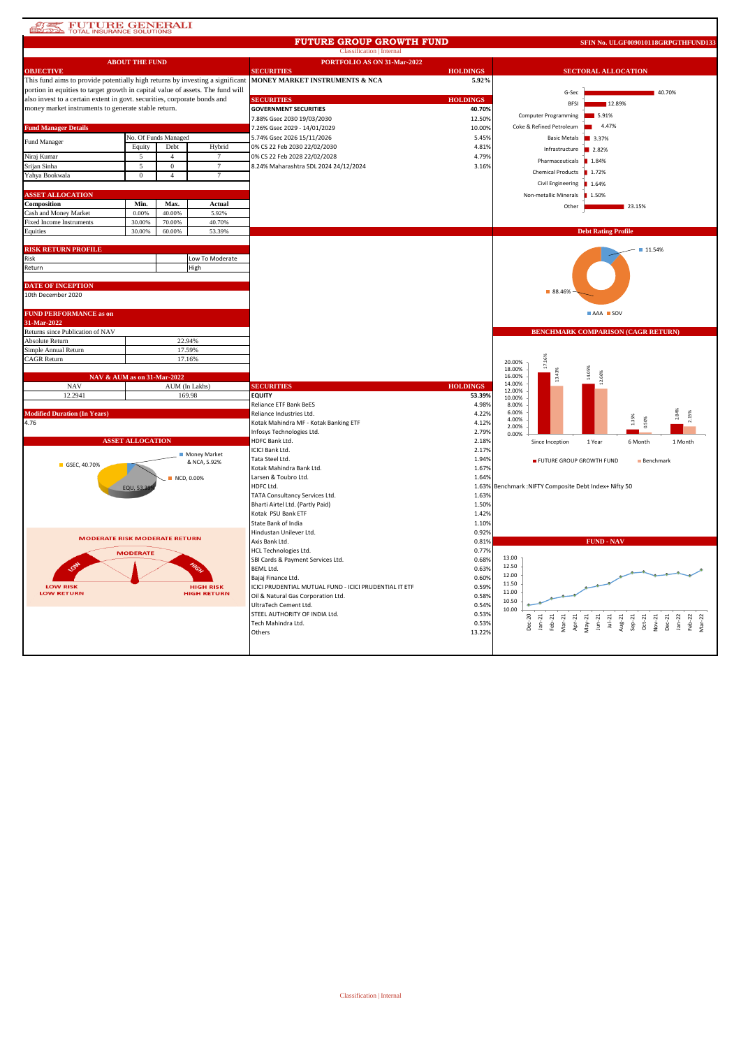FUTURE GENERALI TOTAL INSURANCE SOLUTIONS

# FUTURE GROUP GROWTH FUND

Classification | Internal

SFIN No. ULGF009010118GRPGTHFUND133

## ABOUT THE FUND

**OBJECTIVE**

This fund aims to provide potentially high returns by investing a significant portion in equities to target growth in capital value of assets. The fund will also invest to a certain extent in govt. securities, corporate bonds and money market instruments to generate stable return.

**Fund Manager Details**

| Fund Manager | No. Of Funds Managed | | |
|---|---|---|---|
| | Equity | Debt | Hybrid |
| Niraj Kumar | 5 | 4 | 7 |
| Srijan Sinha | 5 | 0 | 7 |
| Yahya Bookwala | 0 | 4 | 7 |

**ASSET ALLOCATION**

| Composition | Min. | Max. | Actual |
|---|---|---|---|
| Cash and Money Market | 0.00% | 40.00% | 5.92% |
| Fixed Income Instruments | 30.00% | 70.00% | 40.70% |
| Equities | 30.00% | 60.00% | 53.39% |

**RISK RETURN PROFILE**

| | |
|---|---|
| Risk | Low To Moderate |
| Return | High |

**DATE OF INCEPTION**

10th December 2020

**FUND PERFORMANCE as on 31-Mar-2022**

| Returns since Publication of NAV | |
|---|---|
| Absolute Return | 22.94% |
| Simple Annual Return | 17.59% |
| CAGR Return | 17.16% |

**NAV & AUM as on 31-Mar-2022**

| NAV | AUM (In Lakhs) |
|---|---|
| 12.2941 | 169.98 |

**Modified Duration (In Years)**

4.76

**ASSET ALLOCATION**

GSEC, 40.70%
Money Market & NCA, 5.92%
NCD, 0.00%
EQU, 53.39%

MODERATE RISK MODERATE RETURN
MODERATE
LOW
HIGH
LOW RISK LOW RETURN
HIGH RISK HIGH RETURN

## PORTFOLIO AS ON 31-Mar-2022

| SECURITIES | HOLDINGS |
|---|---|
| **MONEY MARKET INSTRUMENTS & NCA** | **5.92%** |

| SECURITIES | HOLDINGS |
|---|---|
| **GOVERNMENT SECURITIES** | **40.70%** |
| 7.88% Gsec 2030 19/03/2030 | 12.50% |
| 7.26% Gsec 2029 - 14/01/2029 | 10.00% |
| 5.74% Gsec 2026 15/11/2026 | 5.45% |
| 0% CS 22 Feb 2030 22/02/2030 | 4.81% |
| 0% CS 22 Feb 2028 22/02/2028 | 4.79% |
| 8.24% Maharashtra SDL 2024 24/12/2024 | 3.16% |

| SECURITIES | HOLDINGS |
|---|---|
| **EQUITY** | **53.39%** |
| Reliance ETF Bank BeES | 4.98% |
| Reliance Industries Ltd. | 4.22% |
| Kotak Mahindra MF - Kotak Banking ETF | 4.12% |
| Infosys Technologies Ltd. | 2.79% |
| HDFC Bank Ltd. | 2.18% |
| ICICI Bank Ltd. | 2.17% |
| Tata Steel Ltd. | 1.94% |
| Kotak Mahindra Bank Ltd. | 1.67% |
| Larsen & Toubro Ltd. | 1.64% |
| HDFC Ltd. | 1.63% |
| TATA Consultancy Services Ltd. | 1.63% |
| Bharti Airtel Ltd. (Partly Paid) | 1.50% |
| Kotak PSU Bank ETF | 1.42% |
| State Bank of India | 1.10% |
| Hindustan Unilever Ltd. | 0.92% |
| Axis Bank Ltd. | 0.81% |
| HCL Technologies Ltd. | 0.77% |
| SBI Cards & Payment Services Ltd. | 0.68% |
| BEML Ltd. | 0.63% |
| Bajaj Finance Ltd. | 0.60% |
| ICICI PRUDENTIAL MUTUAL FUND - ICICI PRUDENTIAL IT ETF | 0.59% |
| Oil & Natural Gas Corporation Ltd. | 0.58% |
| UltraTech Cement Ltd. | 0.54% |
| STEEL AUTHORITY OF INDIA Ltd. | 0.53% |
| Tech Mahindra Ltd. | 0.53% |
| Others | 13.22% |

## SECTORAL ALLOCATION

G-Sec 40.70%
BFSI 12.89%
Computer Programming 5.91%
Coke & Refined Petroleum 4.47%
Basic Metals 3.37%
Infrastructure 2.82%
Pharmaceuticals 1.84%
Chemical Products 1.72%
Civil Engineering 1.64%
Non-metallic Minerals 1.50%
Other 23.15%

## Debt Rating Profile

11.54%
88.46%
AAA SOV

## BENCHMARK COMPARISON (CAGR RETURN)

20.00% 18.00% 16.00% 14.00% 12.00% 10.00% 8.00% 6.00% 4.00% 2.00% 0.00%

Since Inception: 17.16%, 13.43%
1 Year: 14.03%, 12.66%
6 Month: 1.15%, 0.50%
1 Month: 2.84%, 2.15%

FUTURE GROUP GROWTH FUND   Benchmark

Benchmark :NIFTY Composite Debt Index+ Nifty 50

## FUND - NAV

13.00 12.50 12.00 11.50 11.00 10.50 10.00

Dec-20 Jan-21 Feb-21 Mar-21 Apr-21 May-21 Jun-21 Jul-21 Aug-21 Sep-21 Oct-21 Nov-21 Dec-21 Jan-22 Feb-22 Mar-22

Classification | Internal